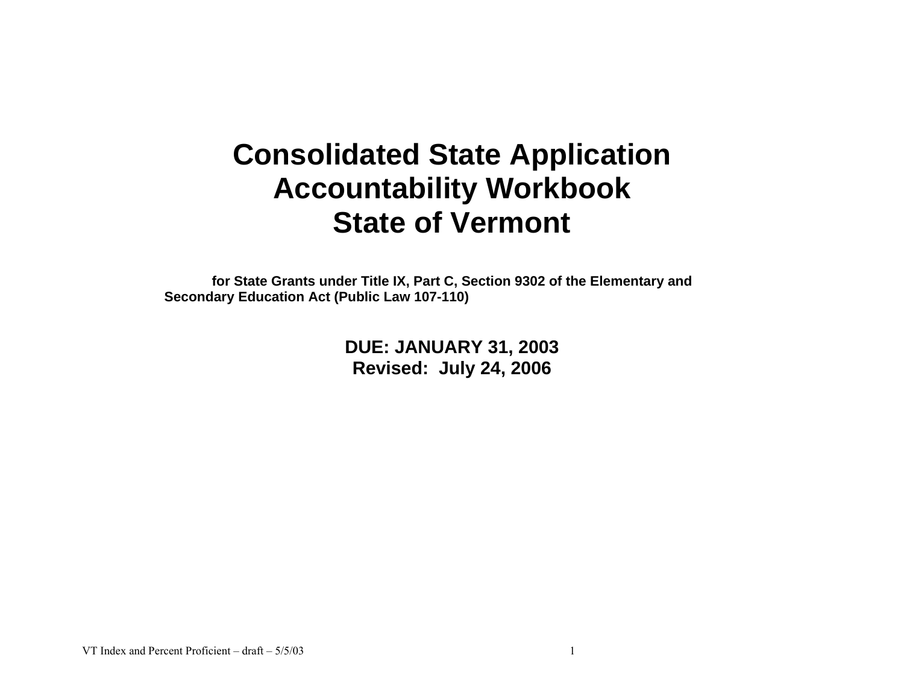# Consolidated State Application Accountability Workbook State of Vermont

**for State Grants under Title IX, Part C, Section 9302 of the Elementary and Secondary Education Act (Public Law 107-110)**

**DUE: JANUARY 31, 2003**
**Revised: July 24, 2006**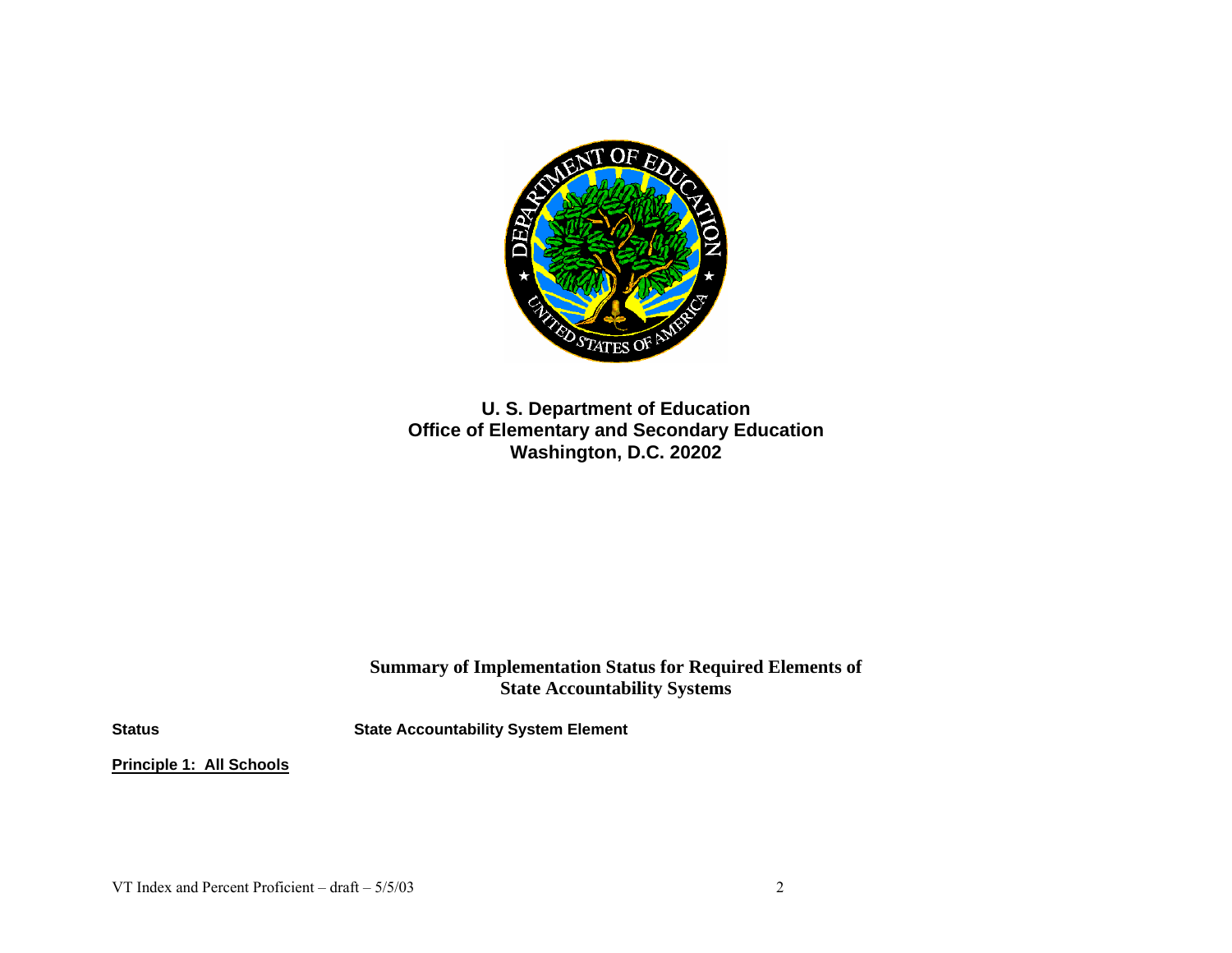**U. S. Department of Education**
**Office of Elementary and Secondary Education**
**Washington, D.C. 20202**

## Summary of Implementation Status for Required Elements of State Accountability Systems

| Status | State Accountability System Element |
|---|---|

**Principle 1: All Schools**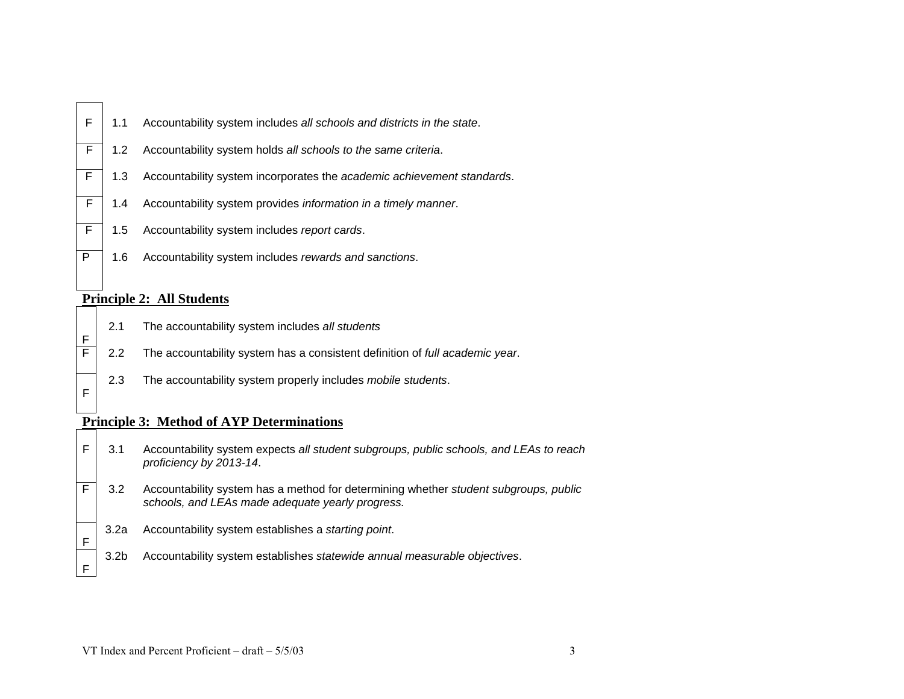| Status | Item | Description |
| --- | --- | --- |
| F | 1.1 | Accountability system includes *all schools and districts in the state*. |
| F | 1.2 | Accountability system holds *all schools to the same criteria*. |
| F | 1.3 | Accountability system incorporates the *academic achievement standards*. |
| F | 1.4 | Accountability system provides *information in a timely manner*. |
| F | 1.5 | Accountability system includes *report cards*. |
| P | 1.6 | Accountability system includes *rewards and sanctions*. |

## Principle 2: All Students

| Status | Item | Description |
| --- | --- | --- |
| F | 2.1 | The accountability system includes *all students* |
| F | 2.2 | The accountability system has a consistent definition of *full academic year*. |
| F | 2.3 | The accountability system properly includes *mobile students*. |

## Principle 3: Method of AYP Determinations

| Status | Item | Description |
| --- | --- | --- |
| F | 3.1 | Accountability system expects *all student subgroups, public schools, and LEAs to reach proficiency by 2013-14*. |
| F | 3.2 | Accountability system has a method for determining whether *student subgroups, public schools, and LEAs made adequate yearly progress.* |
| F | 3.2a | Accountability system establishes a *starting point*. |
| F | 3.2b | Accountability system establishes *statewide annual measurable objectives*. |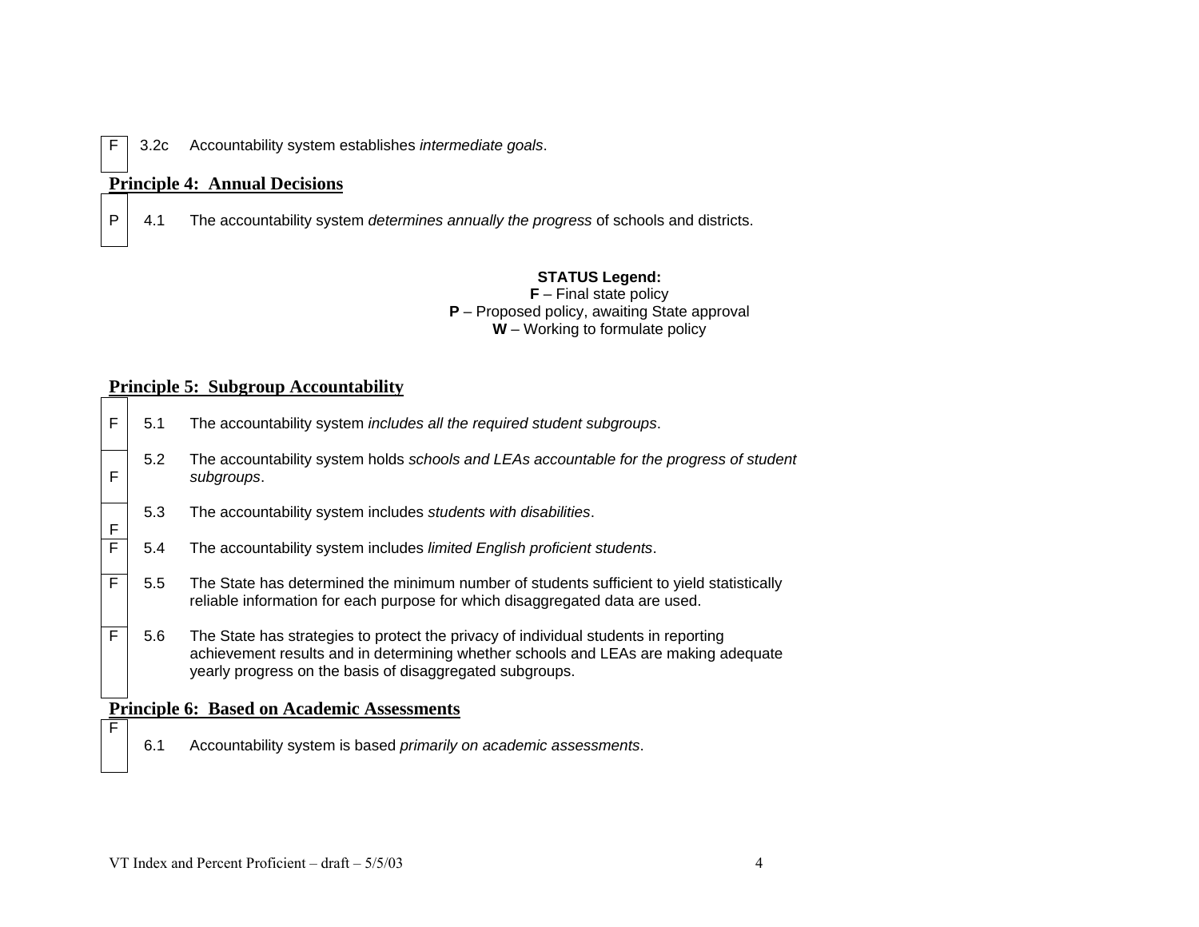| Status | Item | Description |
|---|---|---|
| F | 3.2c | Accountability system establishes *intermediate goals*. |

## Principle 4: Annual Decisions

| Status | Item | Description |
|---|---|---|
| P | 4.1 | The accountability system *determines annually the progress* of schools and districts. |

**STATUS Legend:**
**F** – Final state policy
**P** – Proposed policy, awaiting State approval
**W** – Working to formulate policy

## Principle 5: Subgroup Accountability

| Status | Item | Description |
|---|---|---|
| F | 5.1 | The accountability system *includes all the required student subgroups*. |
| F | 5.2 | The accountability system holds *schools and LEAs accountable for the progress of student subgroups*. |
| F | 5.3 | The accountability system includes *students with disabilities*. |
| F | 5.4 | The accountability system includes *limited English proficient students*. |
| F | 5.5 | The State has determined the minimum number of students sufficient to yield statistically reliable information for each purpose for which disaggregated data are used. |
| F | 5.6 | The State has strategies to protect the privacy of individual students in reporting achievement results and in determining whether schools and LEAs are making adequate yearly progress on the basis of disaggregated subgroups. |

## Principle 6: Based on Academic Assessments

| Status | Item | Description |
|---|---|---|
| F | 6.1 | Accountability system is based *primarily on academic assessments*. |

VT Index and Percent Proficient – draft – 5/5/03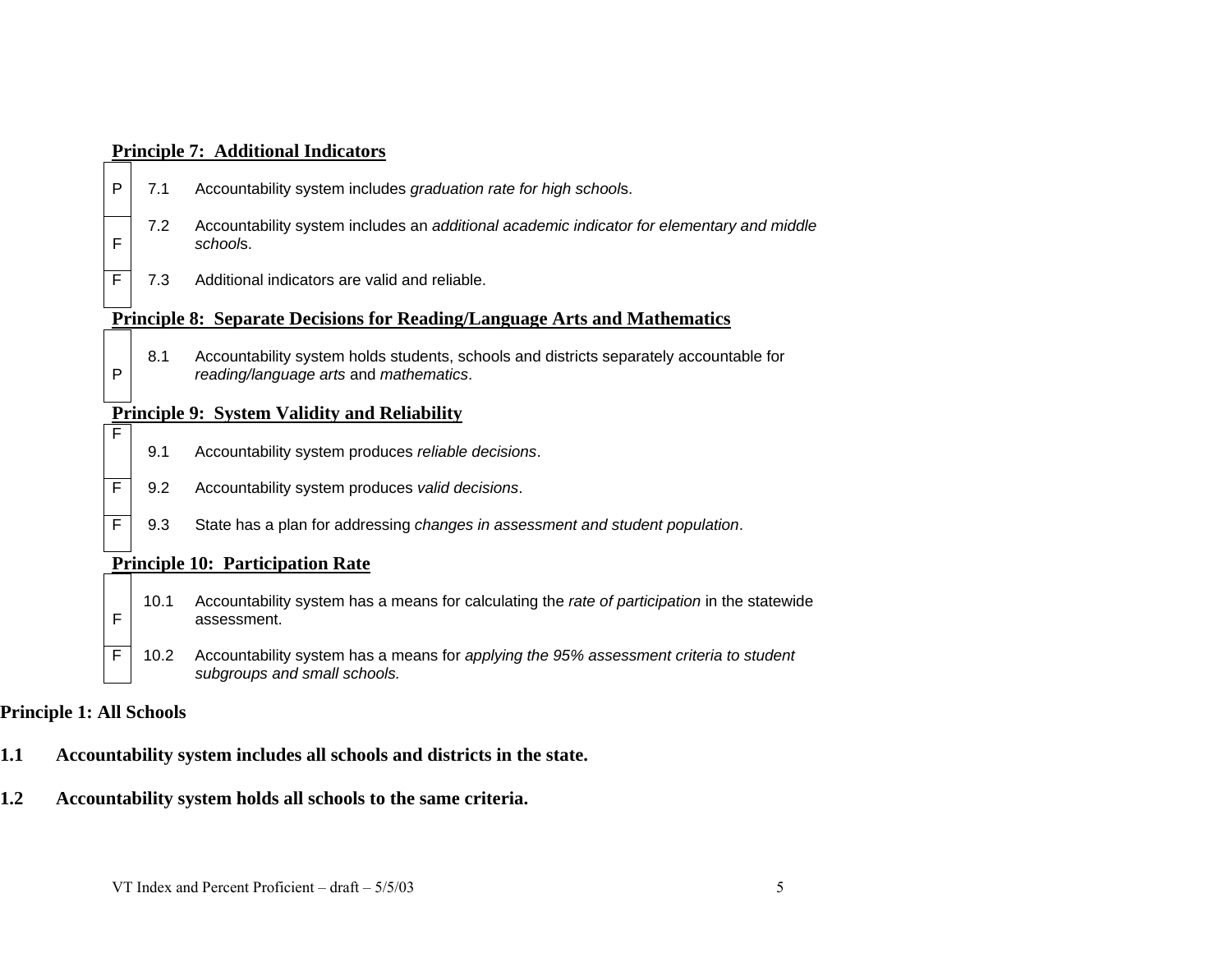**Principle 7: Additional Indicators**

| | | |
|---|---|---|
| P | 7.1 | Accountability system includes *graduation rate for high schools*. |
| F | 7.2 | Accountability system includes an *additional academic indicator for elementary and middle schools*. |
| F | 7.3 | Additional indicators are valid and reliable. |

**Principle 8: Separate Decisions for Reading/Language Arts and Mathematics**

| | | |
|---|---|---|
| P | 8.1 | Accountability system holds students, schools and districts separately accountable for *reading/language arts* and *mathematics*. |

**Principle 9: System Validity and Reliability**

| | | |
|---|---|---|
| F | 9.1 | Accountability system produces *reliable decisions*. |
| F | 9.2 | Accountability system produces *valid decisions*. |
| F | 9.3 | State has a plan for addressing *changes in assessment and student population*. |

**Principle 10: Participation Rate**

| | | |
|---|---|---|
| F | 10.1 | Accountability system has a means for calculating the *rate of participation* in the statewide assessment. |
| F | 10.2 | Accountability system has a means for *applying the 95% assessment criteria to student subgroups and small schools.* |

**Principle 1: All Schools**

**1.1 Accountability system includes all schools and districts in the state.**

**1.2 Accountability system holds all schools to the same criteria.**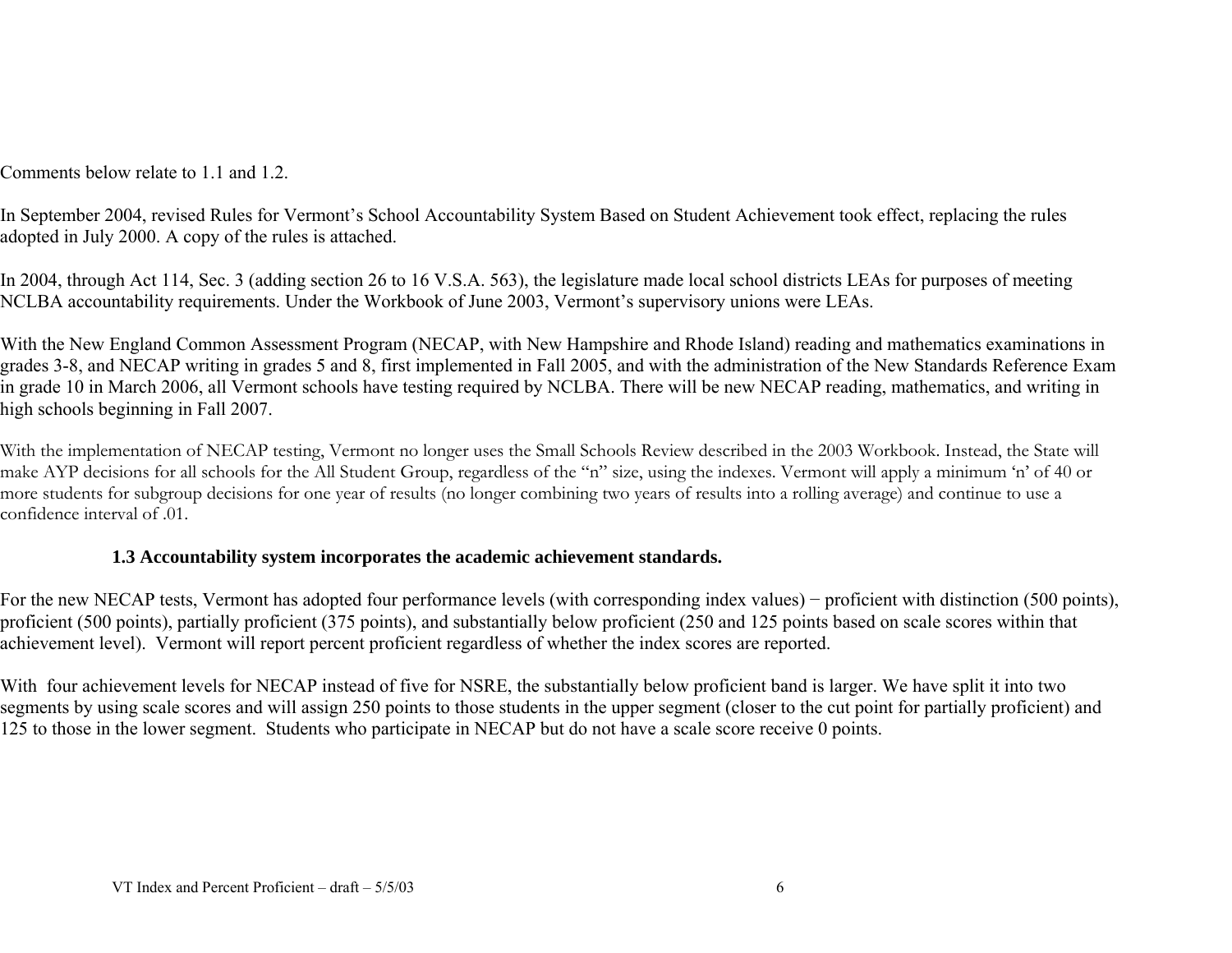Comments below relate to 1.1 and 1.2.

In September 2004, revised Rules for Vermont's School Accountability System Based on Student Achievement took effect, replacing the rules adopted in July 2000. A copy of the rules is attached.

In 2004, through Act 114, Sec. 3 (adding section 26 to 16 V.S.A. 563), the legislature made local school districts LEAs for purposes of meeting NCLBA accountability requirements. Under the Workbook of June 2003, Vermont's supervisory unions were LEAs.

With the New England Common Assessment Program (NECAP, with New Hampshire and Rhode Island) reading and mathematics examinations in grades 3-8, and NECAP writing in grades 5 and 8, first implemented in Fall 2005, and with the administration of the New Standards Reference Exam in grade 10 in March 2006, all Vermont schools have testing required by NCLBA. There will be new NECAP reading, mathematics, and writing in high schools beginning in Fall 2007.

With the implementation of NECAP testing, Vermont no longer uses the Small Schools Review described in the 2003 Workbook. Instead, the State will make AYP decisions for all schools for the All Student Group, regardless of the "n" size, using the indexes. Vermont will apply a minimum 'n' of 40 or more students for subgroup decisions for one year of results (no longer combining two years of results into a rolling average) and continue to use a confidence interval of .01.

### 1.3 Accountability system incorporates the academic achievement standards.

For the new NECAP tests, Vermont has adopted four performance levels (with corresponding index values) − proficient with distinction (500 points), proficient (500 points), partially proficient (375 points), and substantially below proficient (250 and 125 points based on scale scores within that achievement level). Vermont will report percent proficient regardless of whether the index scores are reported.

With four achievement levels for NECAP instead of five for NSRE, the substantially below proficient band is larger. We have split it into two segments by using scale scores and will assign 250 points to those students in the upper segment (closer to the cut point for partially proficient) and 125 to those in the lower segment. Students who participate in NECAP but do not have a scale score receive 0 points.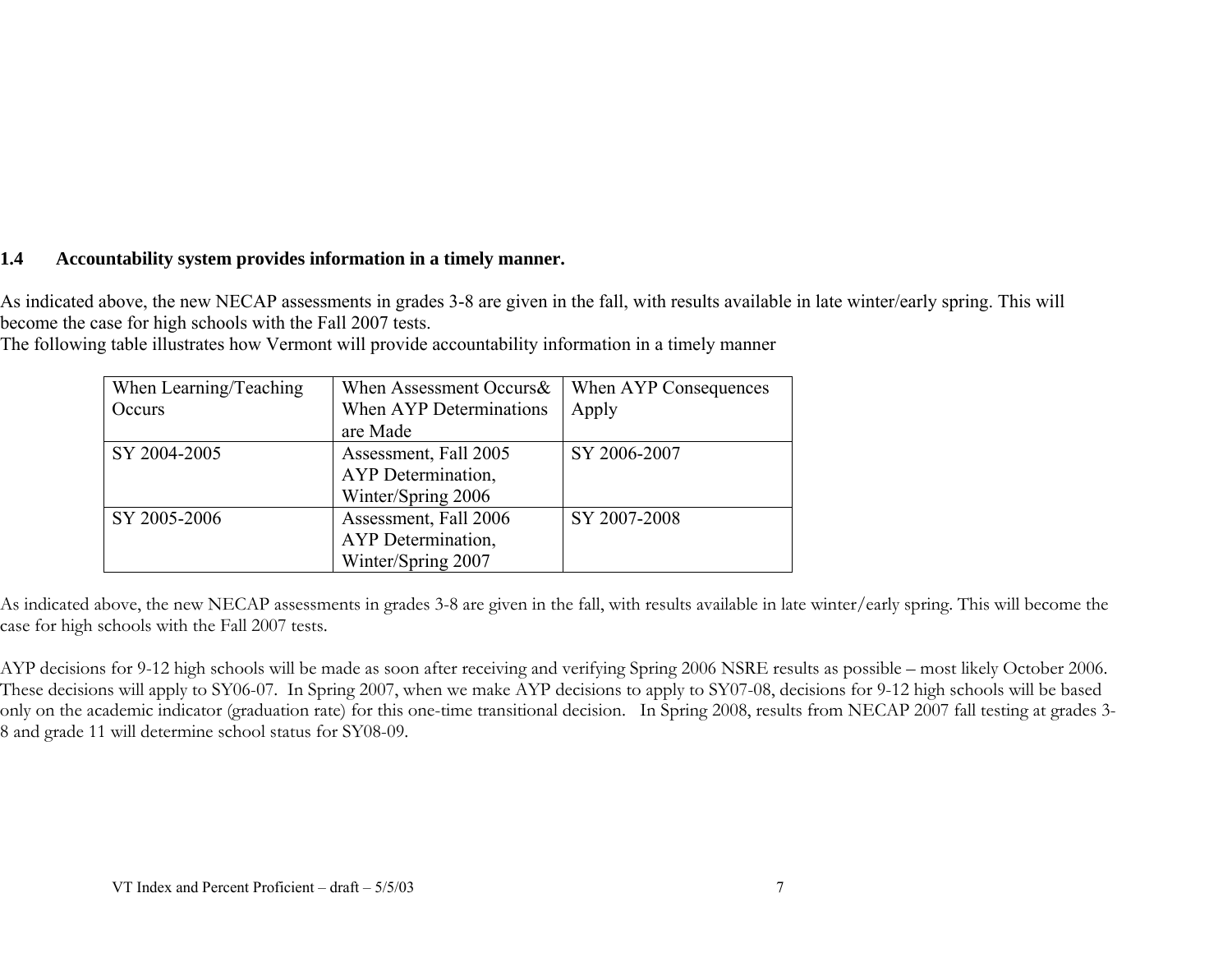### 1.4 Accountability system provides information in a timely manner.

As indicated above, the new NECAP assessments in grades 3-8 are given in the fall, with results available in late winter/early spring. This will become the case for high schools with the Fall 2007 tests.
The following table illustrates how Vermont will provide accountability information in a timely manner

| When Learning/Teaching Occurs | When Assessment Occurs& When AYP Determinations are Made | When AYP Consequences Apply |
|---|---|---|
| SY 2004-2005 | Assessment, Fall 2005 AYP Determination, Winter/Spring 2006 | SY 2006-2007 |
| SY 2005-2006 | Assessment, Fall 2006 AYP Determination, Winter/Spring 2007 | SY 2007-2008 |

As indicated above, the new NECAP assessments in grades 3-8 are given in the fall, with results available in late winter/early spring. This will become the case for high schools with the Fall 2007 tests.

AYP decisions for 9-12 high schools will be made as soon after receiving and verifying Spring 2006 NSRE results as possible – most likely October 2006. These decisions will apply to SY06-07. In Spring 2007, when we make AYP decisions to apply to SY07-08, decisions for 9-12 high schools will be based only on the academic indicator (graduation rate) for this one-time transitional decision. In Spring 2008, results from NECAP 2007 fall testing at grades 3-8 and grade 11 will determine school status for SY08-09.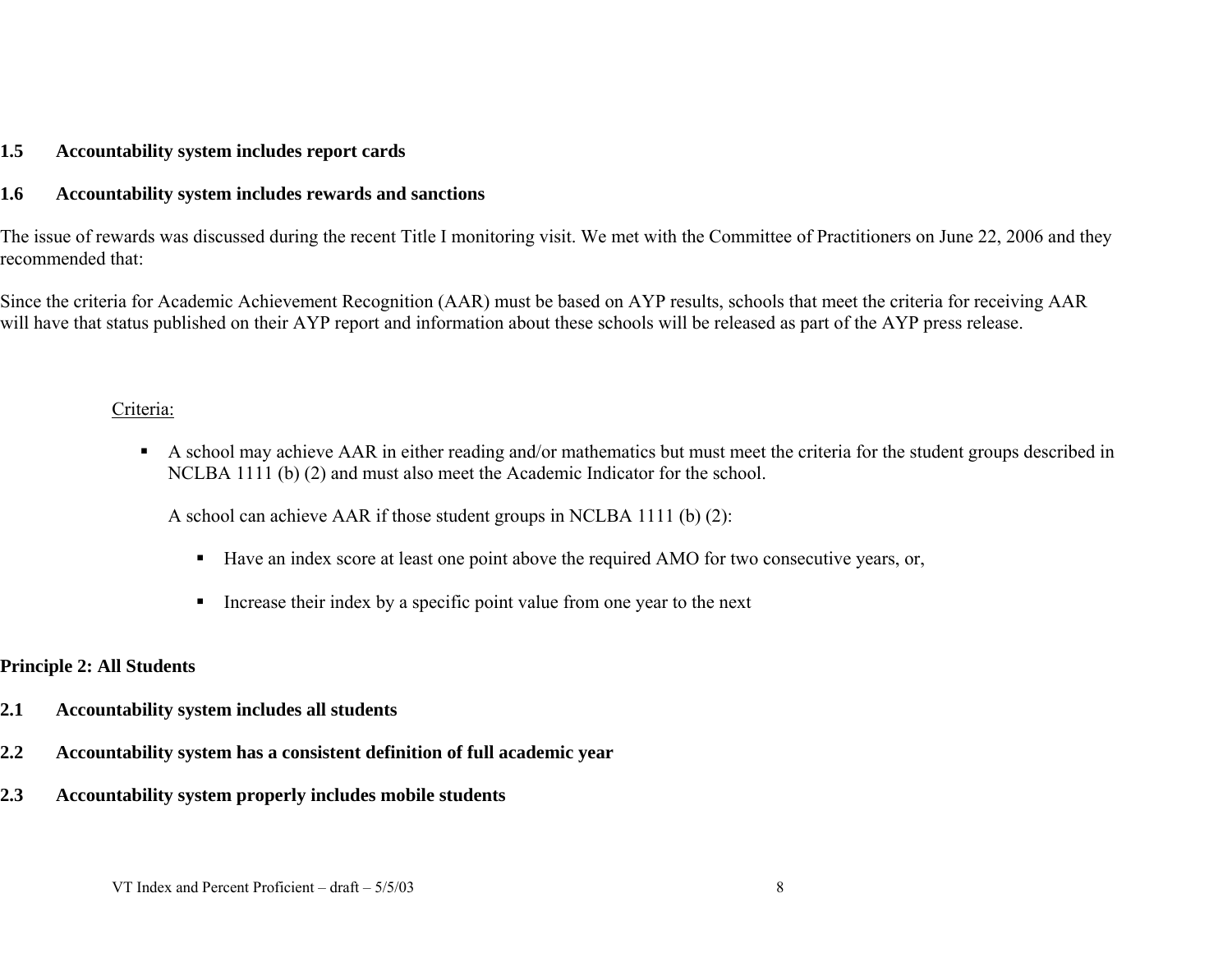**1.5 Accountability system includes report cards**

**1.6 Accountability system includes rewards and sanctions**

The issue of rewards was discussed during the recent Title I monitoring visit. We met with the Committee of Practitioners on June 22, 2006 and they recommended that:

Since the criteria for Academic Achievement Recognition (AAR) must be based on AYP results, schools that meet the criteria for receiving AAR will have that status published on their AYP report and information about these schools will be released as part of the AYP press release.

Criteria:

- A school may achieve AAR in either reading and/or mathematics but must meet the criteria for the student groups described in NCLBA 1111 (b) (2) and must also meet the Academic Indicator for the school.

  A school can achieve AAR if those student groups in NCLBA 1111 (b) (2):

  - Have an index score at least one point above the required AMO for two consecutive years, or,

  - Increase their index by a specific point value from one year to the next

## Principle 2: All Students

**2.1 Accountability system includes all students**

**2.2 Accountability system has a consistent definition of full academic year**

**2.3 Accountability system properly includes mobile students**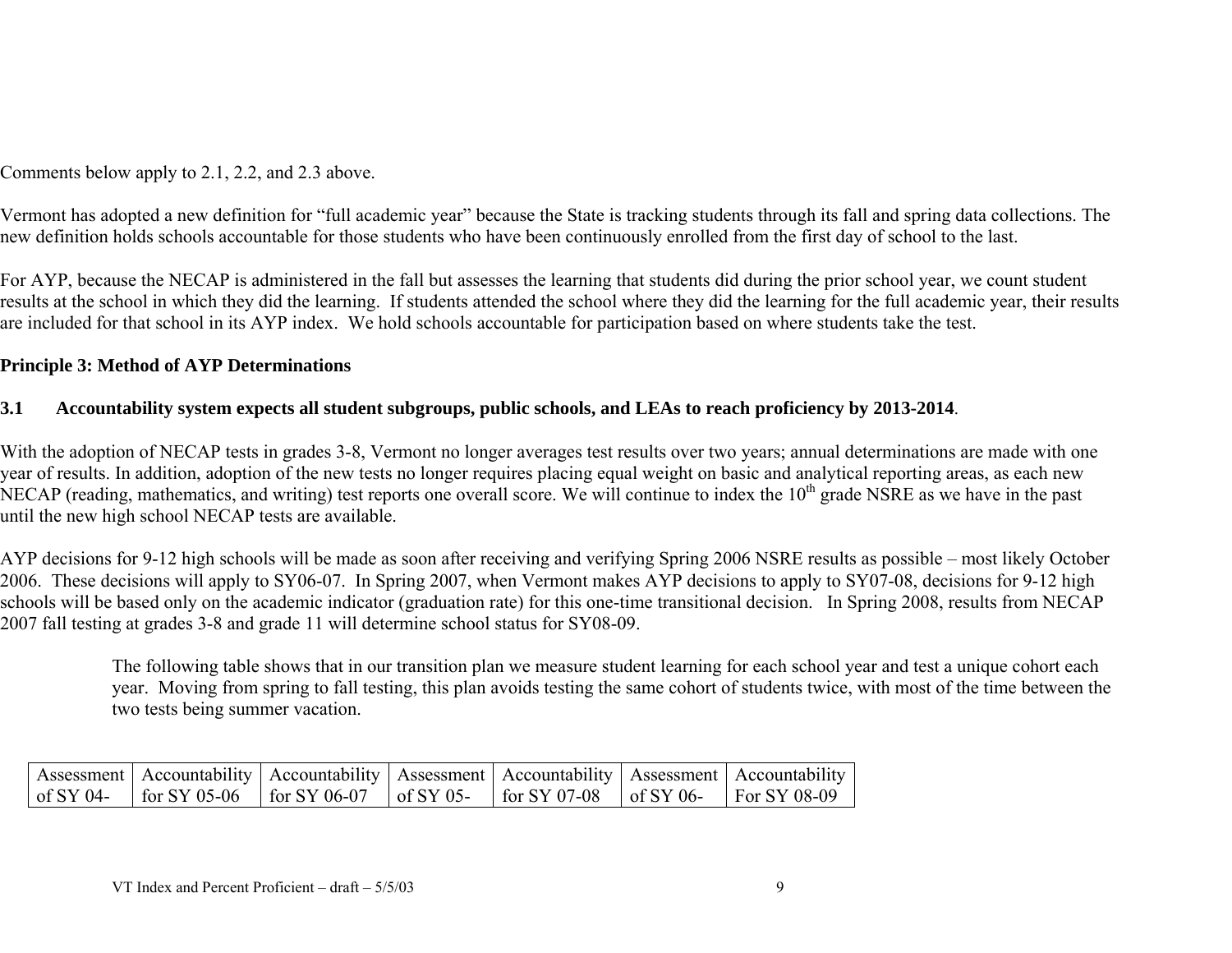Comments below apply to 2.1, 2.2, and 2.3 above.

Vermont has adopted a new definition for "full academic year" because the State is tracking students through its fall and spring data collections. The new definition holds schools accountable for those students who have been continuously enrolled from the first day of school to the last.

For AYP, because the NECAP is administered in the fall but assesses the learning that students did during the prior school year, we count student results at the school in which they did the learning. If students attended the school where they did the learning for the full academic year, their results are included for that school in its AYP index. We hold schools accountable for participation based on where students take the test.

**Principle 3: Method of AYP Determinations**

**3.1 Accountability system expects all student subgroups, public schools, and LEAs to reach proficiency by 2013-2014**.

With the adoption of NECAP tests in grades 3-8, Vermont no longer averages test results over two years; annual determinations are made with one year of results. In addition, adoption of the new tests no longer requires placing equal weight on basic and analytical reporting areas, as each new NECAP (reading, mathematics, and writing) test reports one overall score. We will continue to index the 10th grade NSRE as we have in the past until the new high school NECAP tests are available.

AYP decisions for 9-12 high schools will be made as soon after receiving and verifying Spring 2006 NSRE results as possible – most likely October 2006. These decisions will apply to SY06-07. In Spring 2007, when Vermont makes AYP decisions to apply to SY07-08, decisions for 9-12 high schools will be based only on the academic indicator (graduation rate) for this one-time transitional decision. In Spring 2008, results from NECAP 2007 fall testing at grades 3-8 and grade 11 will determine school status for SY08-09.

> The following table shows that in our transition plan we measure student learning for each school year and test a unique cohort each year. Moving from spring to fall testing, this plan avoids testing the same cohort of students twice, with most of the time between the two tests being summer vacation.

| Assessment of SY 04- | Accountability for SY 05-06 | Accountability for SY 06-07 | Assessment of SY 05- | Accountability for SY 07-08 | Assessment of SY 06- | Accountability For SY 08-09 |
|---|---|---|---|---|---|---|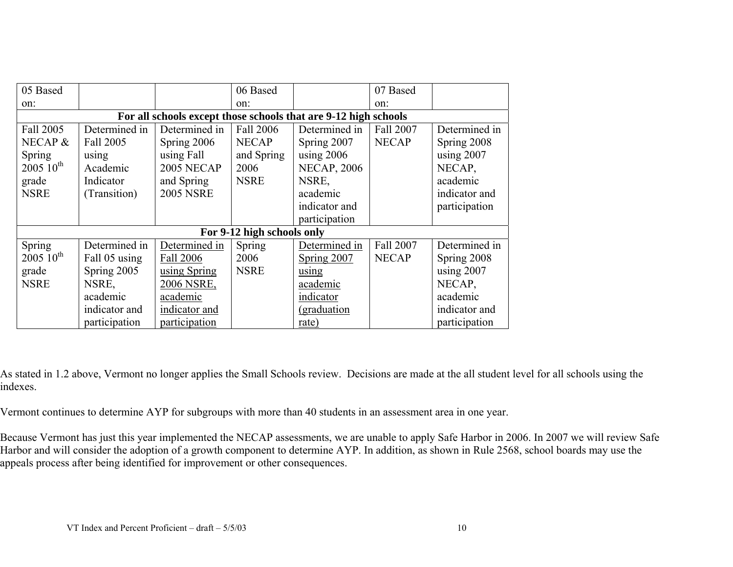| 05 Based on: | | | 06 Based on: | | 07 Based on: | |
|---|---|---|---|---|---|---|
| **For all schools except those schools that are 9-12 high schools** | | | | | | |
| Fall 2005 NECAP & Spring 2005 10th grade NSRE | Determined in Fall 2005 using Academic Indicator (Transition) | Determined in Spring 2006 using Fall 2005 NECAP and Spring 2005 NSRE | Fall 2006 NECAP and Spring 2006 NSRE | Determined in Spring 2007 using 2006 NECAP, 2006 NSRE, academic indicator and participation | Fall 2007 NECAP | Determined in Spring 2008 using 2007 NECAP, academic indicator and participation |
| **For 9-12 high schools only** | | | | | | |
| Spring 2005 10th grade NSRE | Determined in Fall 05 using Spring 2005 NSRE, academic indicator and participation | <u>Determined in Fall 2006 using Spring 2006 NSRE, academic indicator and participation</u> | Spring 2006 NSRE | <u>Determined in Spring 2007 using academic indicator (graduation rate)</u> | Fall 2007 NECAP | Determined in Spring 2008 using 2007 NECAP, academic indicator and participation |

As stated in 1.2 above, Vermont no longer applies the Small Schools review. Decisions are made at the all student level for all schools using the indexes.

Vermont continues to determine AYP for subgroups with more than 40 students in an assessment area in one year.

Because Vermont has just this year implemented the NECAP assessments, we are unable to apply Safe Harbor in 2006. In 2007 we will review Safe Harbor and will consider the adoption of a growth component to determine AYP. In addition, as shown in Rule 2568, school boards may use the appeals process after being identified for improvement or other consequences.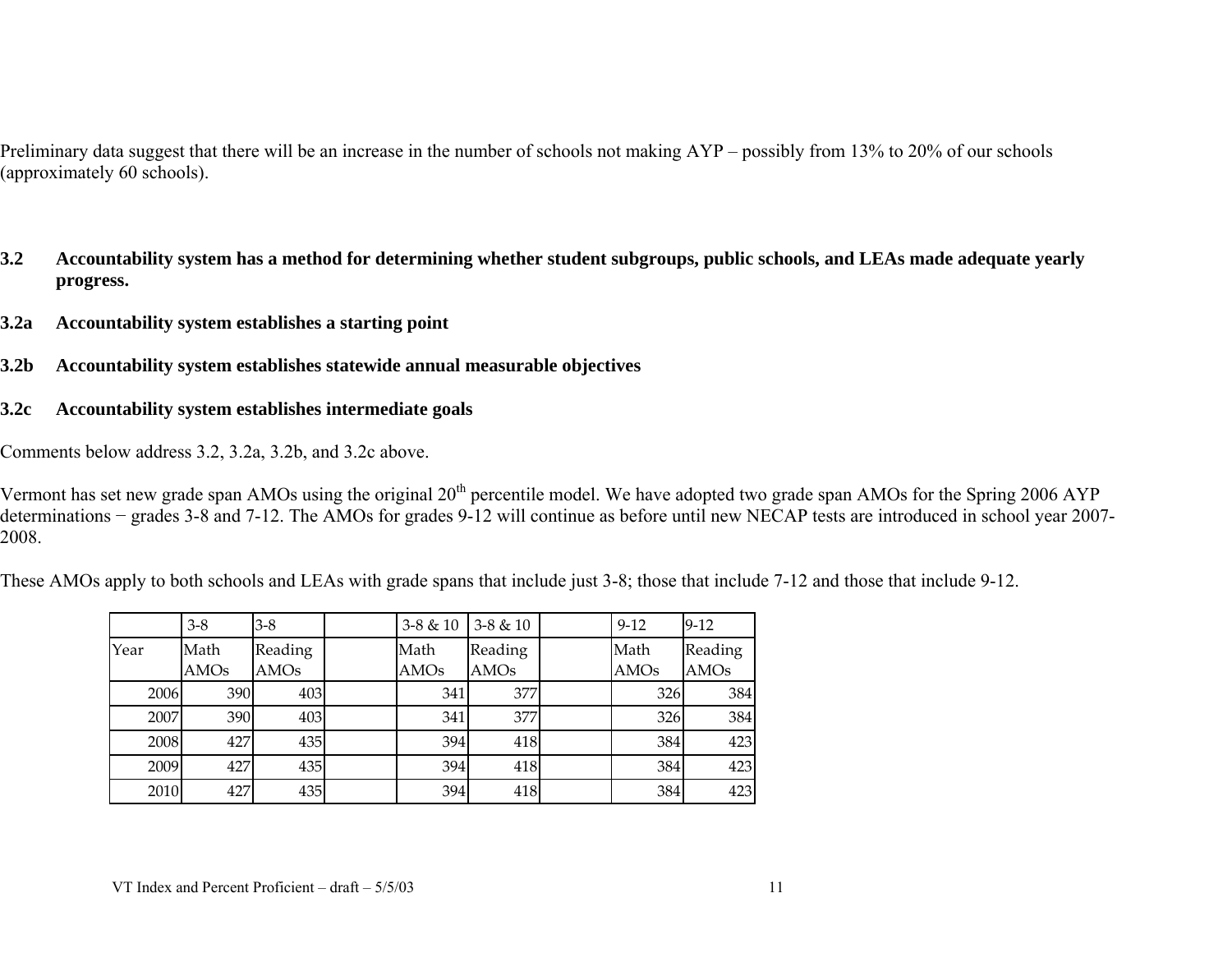Preliminary data suggest that there will be an increase in the number of schools not making AYP – possibly from 13% to 20% of our schools (approximately 60 schools).

**3.2 Accountability system has a method for determining whether student subgroups, public schools, and LEAs made adequate yearly progress.**

**3.2a Accountability system establishes a starting point**

**3.2b Accountability system establishes statewide annual measurable objectives**

**3.2c Accountability system establishes intermediate goals**

Comments below address 3.2, 3.2a, 3.2b, and 3.2c above.

Vermont has set new grade span AMOs using the original 20th percentile model. We have adopted two grade span AMOs for the Spring 2006 AYP determinations − grades 3-8 and 7-12. The AMOs for grades 9-12 will continue as before until new NECAP tests are introduced in school year 2007-2008.

These AMOs apply to both schools and LEAs with grade spans that include just 3-8; those that include 7-12 and those that include 9-12.

| | 3-8 | 3-8 | | 3-8 & 10 | 3-8 & 10 | | 9-12 | 9-12 |
|---|---|---|---|---|---|---|---|---|
| Year | Math AMOs | Reading AMOs | | Math AMOs | Reading AMOs | | Math AMOs | Reading AMOs |
| 2006 | 390 | 403 | | 341 | 377 | | 326 | 384 |
| 2007 | 390 | 403 | | 341 | 377 | | 326 | 384 |
| 2008 | 427 | 435 | | 394 | 418 | | 384 | 423 |
| 2009 | 427 | 435 | | 394 | 418 | | 384 | 423 |
| 2010 | 427 | 435 | | 394 | 418 | | 384 | 423 |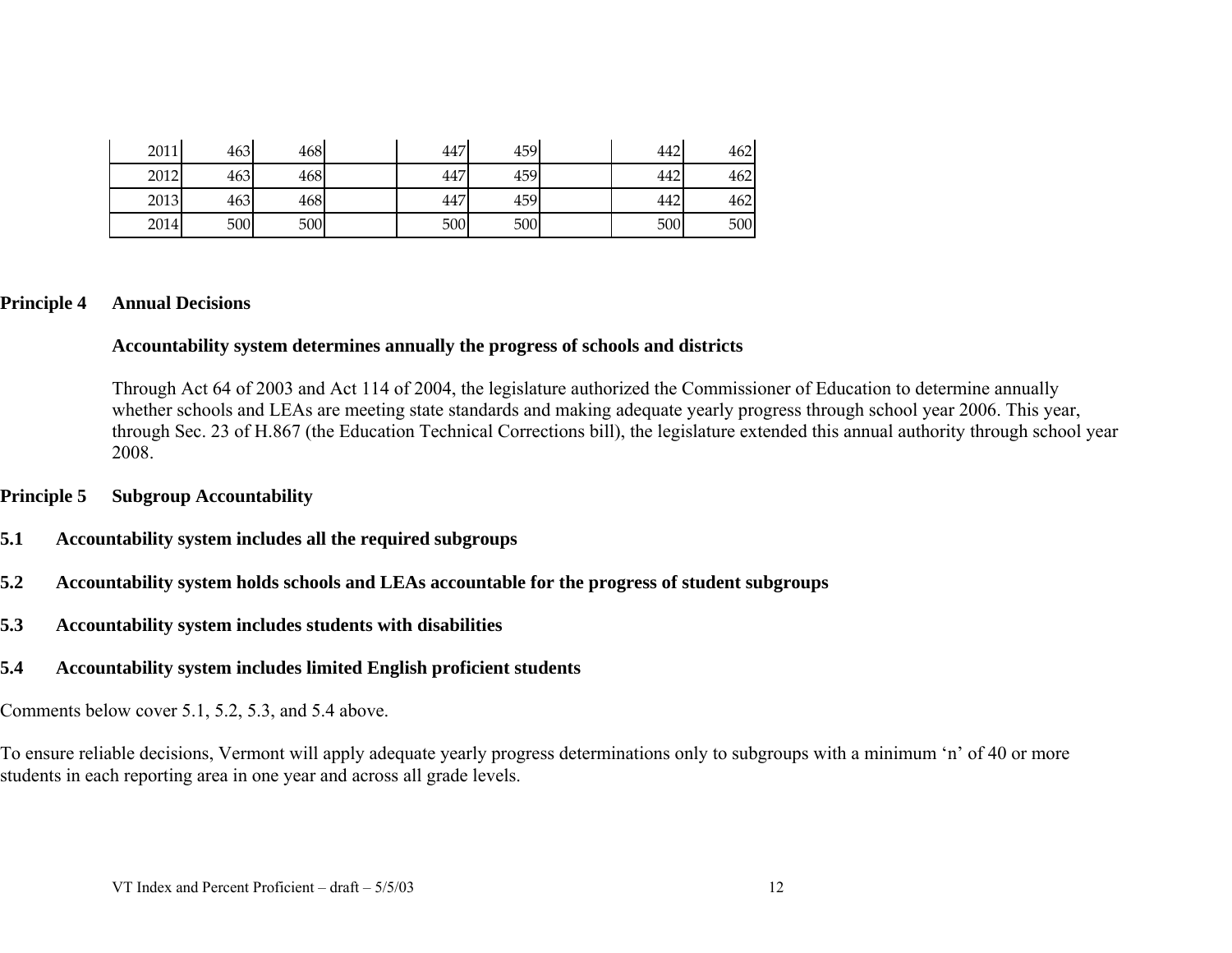| | | | | | | | | |
|---|---|---|---|---|---|---|---|---|
| 2011 | 463 | 468 | | 447 | 459 | | 442 | 462 |
| 2012 | 463 | 468 | | 447 | 459 | | 442 | 462 |
| 2013 | 463 | 468 | | 447 | 459 | | 442 | 462 |
| 2014 | 500 | 500 | | 500 | 500 | | 500 | 500 |

## Principle 4 Annual Decisions

**Accountability system determines annually the progress of schools and districts**

Through Act 64 of 2003 and Act 114 of 2004, the legislature authorized the Commissioner of Education to determine annually whether schools and LEAs are meeting state standards and making adequate yearly progress through school year 2006. This year, through Sec. 23 of H.867 (the Education Technical Corrections bill), the legislature extended this annual authority through school year 2008.

## Principle 5 Subgroup Accountability

**5.1 Accountability system includes all the required subgroups**

**5.2 Accountability system holds schools and LEAs accountable for the progress of student subgroups**

**5.3 Accountability system includes students with disabilities**

**5.4 Accountability system includes limited English proficient students**

Comments below cover 5.1, 5.2, 5.3, and 5.4 above.

To ensure reliable decisions, Vermont will apply adequate yearly progress determinations only to subgroups with a minimum 'n' of 40 or more students in each reporting area in one year and across all grade levels.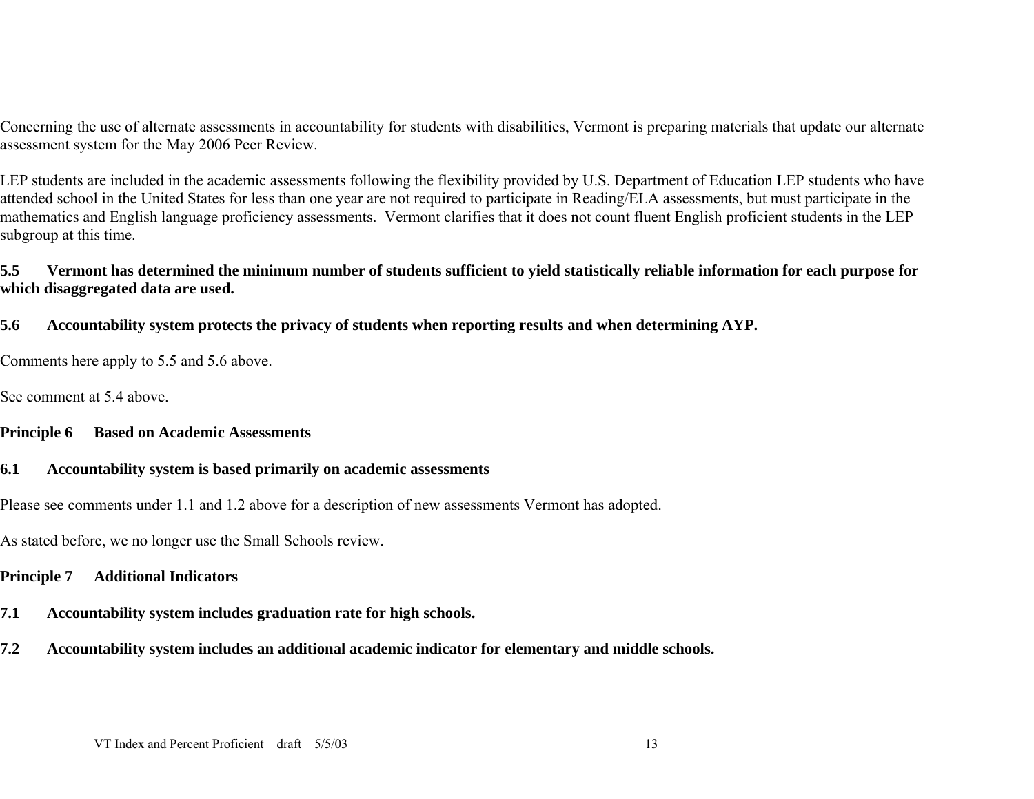Concerning the use of alternate assessments in accountability for students with disabilities, Vermont is preparing materials that update our alternate assessment system for the May 2006 Peer Review.

LEP students are included in the academic assessments following the flexibility provided by U.S. Department of Education LEP students who have attended school in the United States for less than one year are not required to participate in Reading/ELA assessments, but must participate in the mathematics and English language proficiency assessments. Vermont clarifies that it does not count fluent English proficient students in the LEP subgroup at this time.

**5.5 Vermont has determined the minimum number of students sufficient to yield statistically reliable information for each purpose for which disaggregated data are used.**

**5.6 Accountability system protects the privacy of students when reporting results and when determining AYP.**

Comments here apply to 5.5 and 5.6 above.

See comment at 5.4 above.

**Principle 6 Based on Academic Assessments**

**6.1 Accountability system is based primarily on academic assessments**

Please see comments under 1.1 and 1.2 above for a description of new assessments Vermont has adopted.

As stated before, we no longer use the Small Schools review.

**Principle 7 Additional Indicators**

**7.1 Accountability system includes graduation rate for high schools.**

**7.2 Accountability system includes an additional academic indicator for elementary and middle schools.**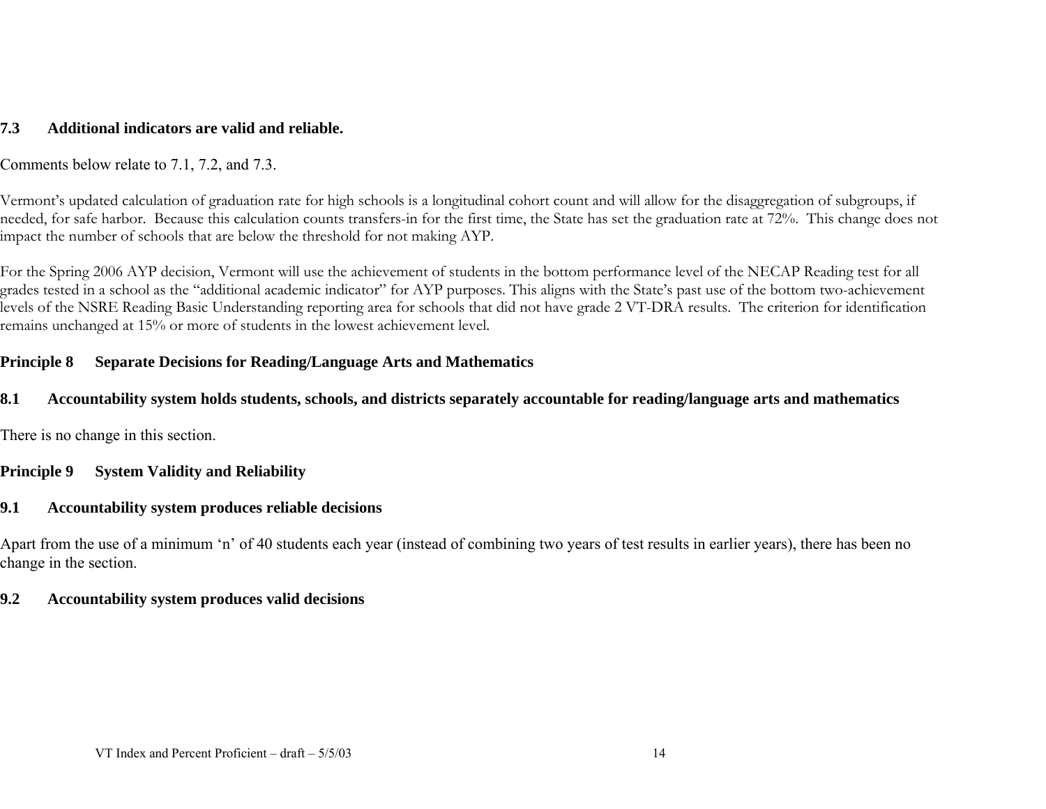### 7.3 Additional indicators are valid and reliable.

Comments below relate to 7.1, 7.2, and 7.3.

Vermont's updated calculation of graduation rate for high schools is a longitudinal cohort count and will allow for the disaggregation of subgroups, if needed, for safe harbor. Because this calculation counts transfers-in for the first time, the State has set the graduation rate at 72%. This change does not impact the number of schools that are below the threshold for not making AYP.

For the Spring 2006 AYP decision, Vermont will use the achievement of students in the bottom performance level of the NECAP Reading test for all grades tested in a school as the "additional academic indicator" for AYP purposes. This aligns with the State's past use of the bottom two-achievement levels of the NSRE Reading Basic Understanding reporting area for schools that did not have grade 2 VT-DRA results. The criterion for identification remains unchanged at 15% or more of students in the lowest achievement level.

## Principle 8 Separate Decisions for Reading/Language Arts and Mathematics

### 8.1 Accountability system holds students, schools, and districts separately accountable for reading/language arts and mathematics

There is no change in this section.

## Principle 9 System Validity and Reliability

### 9.1 Accountability system produces reliable decisions

Apart from the use of a minimum 'n' of 40 students each year (instead of combining two years of test results in earlier years), there has been no change in the section.

### 9.2 Accountability system produces valid decisions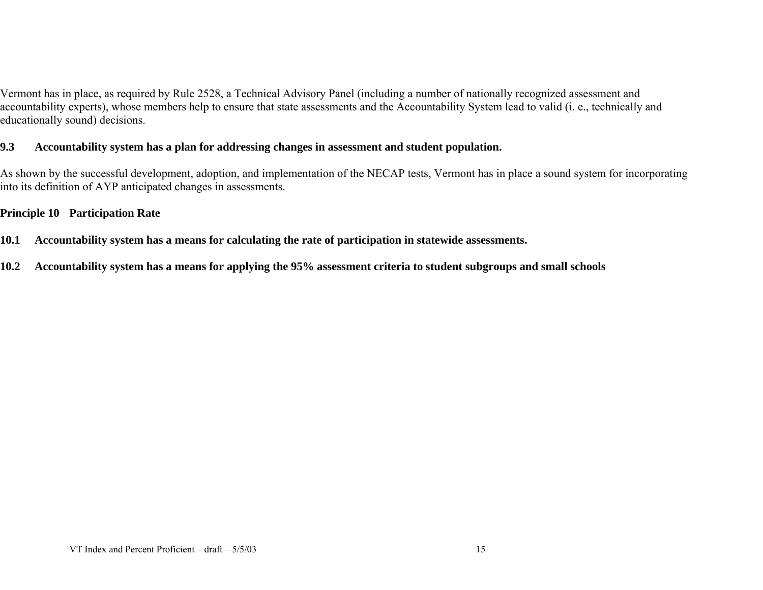Vermont has in place, as required by Rule 2528, a Technical Advisory Panel (including a number of nationally recognized assessment and accountability experts), whose members help to ensure that state assessments and the Accountability System lead to valid (i. e., technically and educationally sound) decisions.

**9.3 Accountability system has a plan for addressing changes in assessment and student population.**

As shown by the successful development, adoption, and implementation of the NECAP tests, Vermont has in place a sound system for incorporating into its definition of AYP anticipated changes in assessments.

## Principle 10 Participation Rate

**10.1 Accountability system has a means for calculating the rate of participation in statewide assessments.**

**10.2 Accountability system has a means for applying the 95% assessment criteria to student subgroups and small schools**